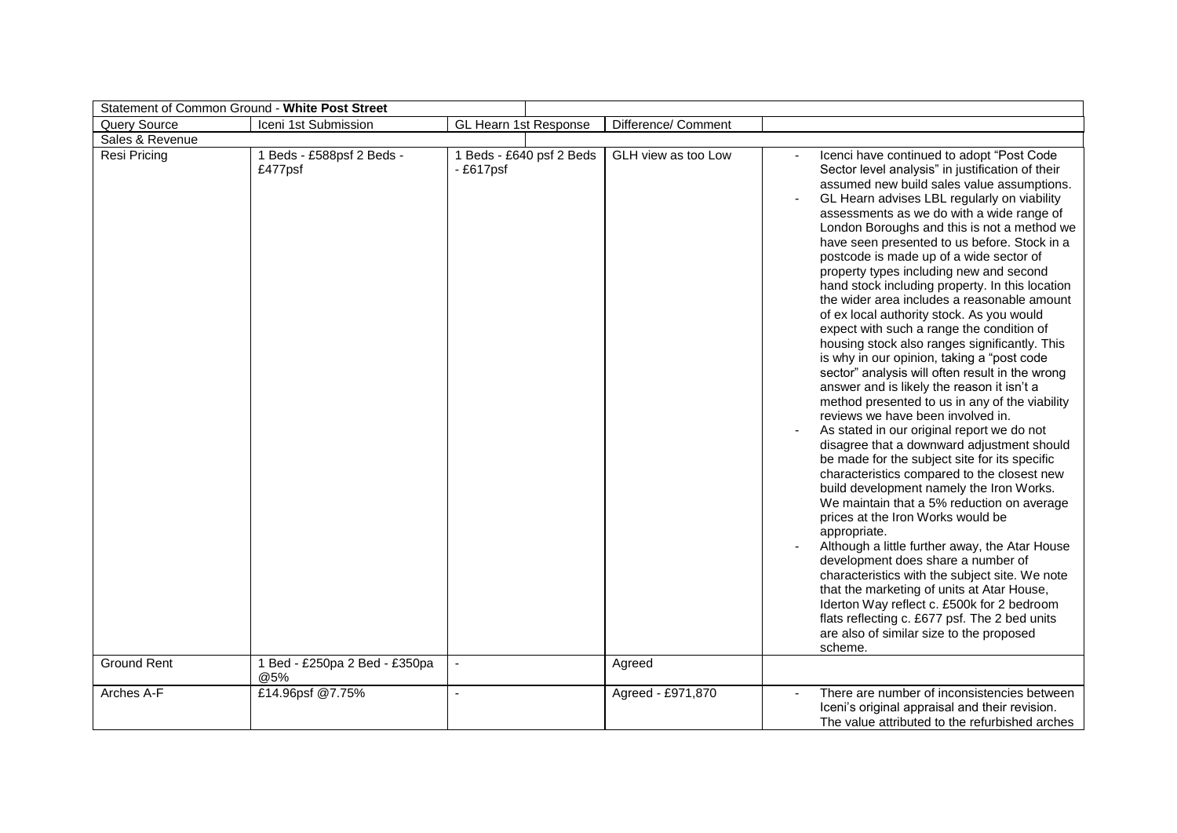| Statement of Common Ground - **White Post Street** | | | | |
|---|---|---|---|---|
| Query Source | Iceni 1st Submission | GL Hearn 1st Response | Difference/ Comment | |
| Sales & Revenue | | | | |
| Resi Pricing | 1 Beds - £588psf 2 Beds - £477psf | 1 Beds - £640 psf 2 Beds - £617psf | GLH view as too Low | - Icenci have continued to adopt "Post Code Sector level analysis" in justification of their assumed new build sales value assumptions.<br>- GL Hearn advises LBL regularly on viability assessments as we do with a wide range of London Boroughs and this is not a method we have seen presented to us before. Stock in a postcode is made up of a wide sector of property types including new and second hand stock including property. In this location the wider area includes a reasonable amount of ex local authority stock. As you would expect with such a range the condition of housing stock also ranges significantly. This is why in our opinion, taking a "post code sector" analysis will often result in the wrong answer and is likely the reason it isn't a method presented to us in any of the viability reviews we have been involved in.<br>- As stated in our original report we do not disagree that a downward adjustment should be made for the subject site for its specific characteristics compared to the closest new build development namely the Iron Works. We maintain that a 5% reduction on average prices at the Iron Works would be appropriate.<br>- Although a little further away, the Atar House development does share a number of characteristics with the subject site. We note that the marketing of units at Atar House, Iderton Way reflect c. £500k for 2 bedroom flats reflecting c. £677 psf. The 2 bed units are also of similar size to the proposed scheme. |
| Ground Rent | 1 Bed - £250pa 2 Bed - £350pa @5% | - | Agreed | |
| Arches A-F | £14.96psf @7.75% | - | Agreed - £971,870 | - There are number of inconsistencies between Iceni's original appraisal and their revision. The value attributed to the refurbished arches |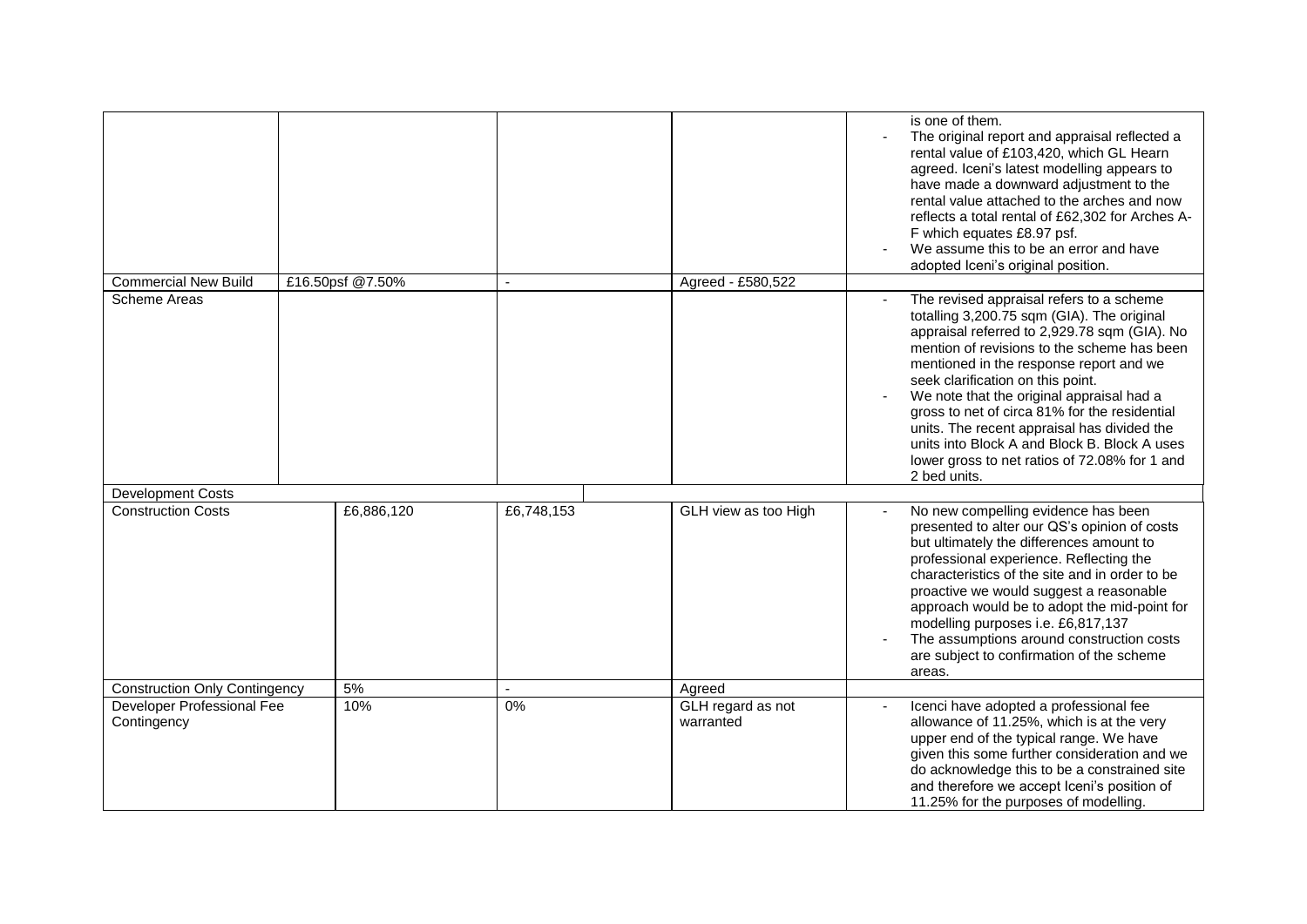| | | | | |
|---|---|---|---|---|
| | | | | is one of them.<br>- The original report and appraisal reflected a rental value of £103,420, which GL Hearn agreed. Iceni's latest modelling appears to have made a downward adjustment to the rental value attached to the arches and now reflects a total rental of £62,302 for Arches A-F which equates £8.97 psf.<br>- We assume this to be an error and have adopted Iceni's original position. |
| Commercial New Build | £16.50psf @7.50% | - | Agreed - £580,522 | |
| Scheme Areas | | | | - The revised appraisal refers to a scheme totalling 3,200.75 sqm (GIA). The original appraisal referred to 2,929.78 sqm (GIA). No mention of revisions to the scheme has been mentioned in the response report and we seek clarification on this point.<br>- We note that the original appraisal had a gross to net of circa 81% for the residential units. The recent appraisal has divided the units into Block A and Block B. Block A uses lower gross to net ratios of 72.08% for 1 and 2 bed units. |
| Development Costs | | | | |
| Construction Costs | £6,886,120 | £6,748,153 | GLH view as too High | - No new compelling evidence has been presented to alter our QS's opinion of costs but ultimately the differences amount to professional experience. Reflecting the characteristics of the site and in order to be proactive we would suggest a reasonable approach would be to adopt the mid-point for modelling purposes i.e. £6,817,137<br>- The assumptions around construction costs are subject to confirmation of the scheme areas. |
| Construction Only Contingency | 5% | - | Agreed | |
| Developer Professional Fee Contingency | 10% | 0% | GLH regard as not warranted | - Icenci have adopted a professional fee allowance of 11.25%, which is at the very upper end of the typical range. We have given this some further consideration and we do acknowledge this to be a constrained site and therefore we accept Iceni's position of 11.25% for the purposes of modelling. |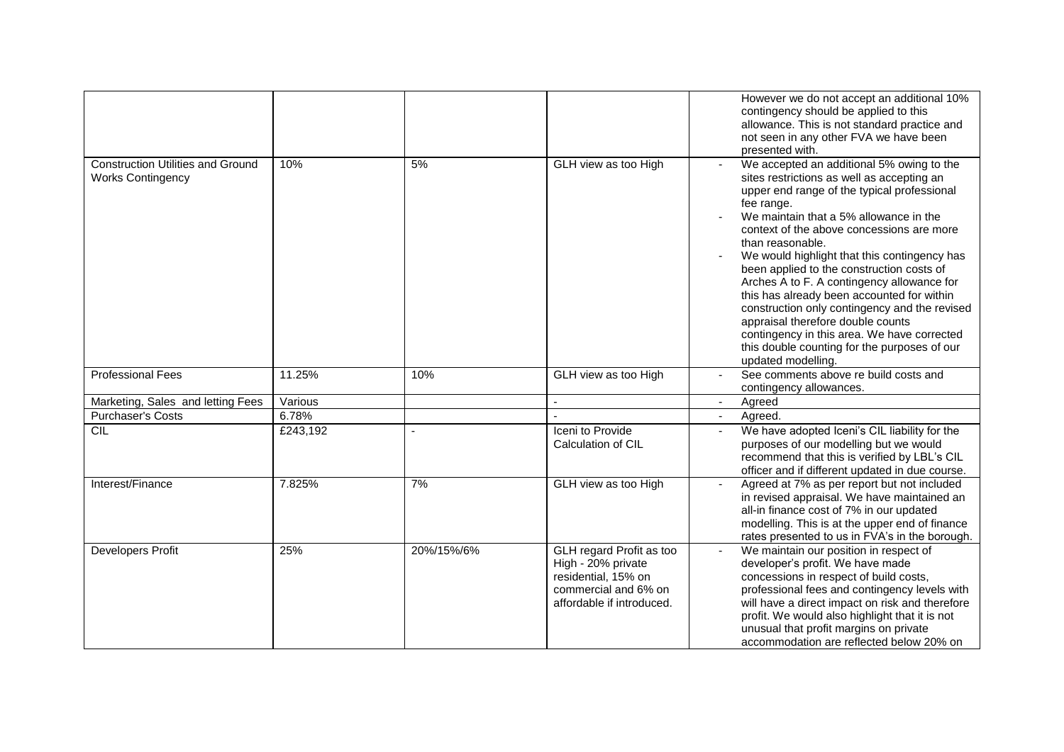| | | | | |
|---|---|---|---|---|
| | | | | However we do not accept an additional 10% contingency should be applied to this allowance. This is not standard practice and not seen in any other FVA we have been presented with. |
| Construction Utilities and Ground Works Contingency | 10% | 5% | GLH view as too High | - We accepted an additional 5% owing to the sites restrictions as well as accepting an upper end range of the typical professional fee range.<br>- We maintain that a 5% allowance in the context of the above concessions are more than reasonable.<br>- We would highlight that this contingency has been applied to the construction costs of Arches A to F. A contingency allowance for this has already been accounted for within construction only contingency and the revised appraisal therefore double counts contingency in this area. We have corrected this double counting for the purposes of our updated modelling. |
| Professional Fees | 11.25% | 10% | GLH view as too High | - See comments above re build costs and contingency allowances. |
| Marketing, Sales and letting Fees | Various | | - | - Agreed |
| Purchaser's Costs | 6.78% | | - | - Agreed. |
| CIL | £243,192 | - | Iceni to Provide Calculation of CIL | - We have adopted Iceni's CIL liability for the purposes of our modelling but we would recommend that this is verified by LBL's CIL officer and if different updated in due course. |
| Interest/Finance | 7.825% | 7% | GLH view as too High | - Agreed at 7% as per report but not included in revised appraisal. We have maintained an all-in finance cost of 7% in our updated modelling. This is at the upper end of finance rates presented to us in FVA's in the borough. |
| Developers Profit | 25% | 20%/15%/6% | GLH regard Profit as too High - 20% private residential, 15% on commercial and 6% on affordable if introduced. | - We maintain our position in respect of developer's profit. We have made concessions in respect of build costs, professional fees and contingency levels with will have a direct impact on risk and therefore profit. We would also highlight that it is not unusual that profit margins on private accommodation are reflected below 20% on |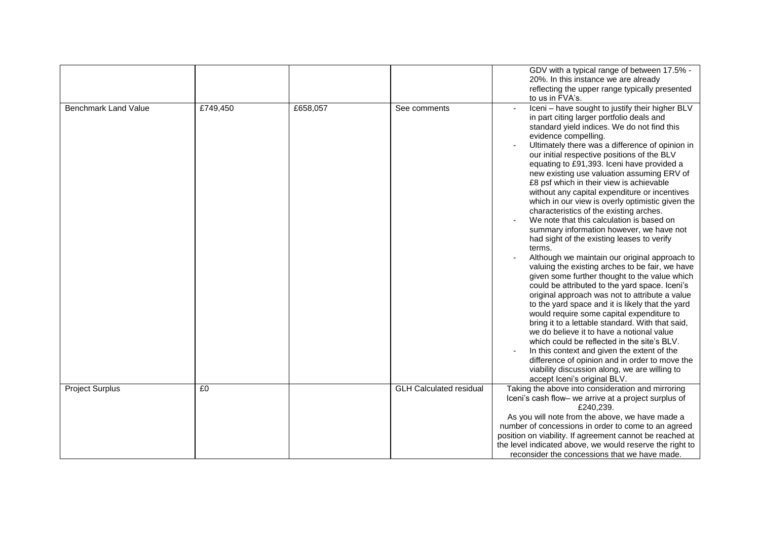| | | | | |
|---|---|---|---|---|
| | | | | GDV with a typical range of between 17.5% - 20%. In this instance we are already reflecting the upper range typically presented to us in FVA's. |
| Benchmark Land Value | £749,450 | £658,057 | See comments | - Iceni – have sought to justify their higher BLV in part citing larger portfolio deals and standard yield indices. We do not find this evidence compelling.<br>- Ultimately there was a difference of opinion in our initial respective positions of the BLV equating to £91,393. Iceni have provided a new existing use valuation assuming ERV of £8 psf which in their view is achievable without any capital expenditure or incentives which in our view is overly optimistic given the characteristics of the existing arches.<br>- We note that this calculation is based on summary information however, we have not had sight of the existing leases to verify terms.<br>- Although we maintain our original approach to valuing the existing arches to be fair, we have given some further thought to the value which could be attributed to the yard space. Iceni's original approach was not to attribute a value to the yard space and it is likely that the yard would require some capital expenditure to bring it to a lettable standard. With that said, we do believe it to have a notional value which could be reflected in the site's BLV.<br>- In this context and given the extent of the difference of opinion and in order to move the viability discussion along, we are willing to accept Iceni's original BLV. |
| Project Surplus | £0 | | GLH Calculated residual | Taking the above into consideration and mirroring Iceni's cash flow– we arrive at a project surplus of £240,239.<br>As you will note from the above, we have made a number of concessions in order to come to an agreed position on viability. If agreement cannot be reached at the level indicated above, we would reserve the right to reconsider the concessions that we have made. |